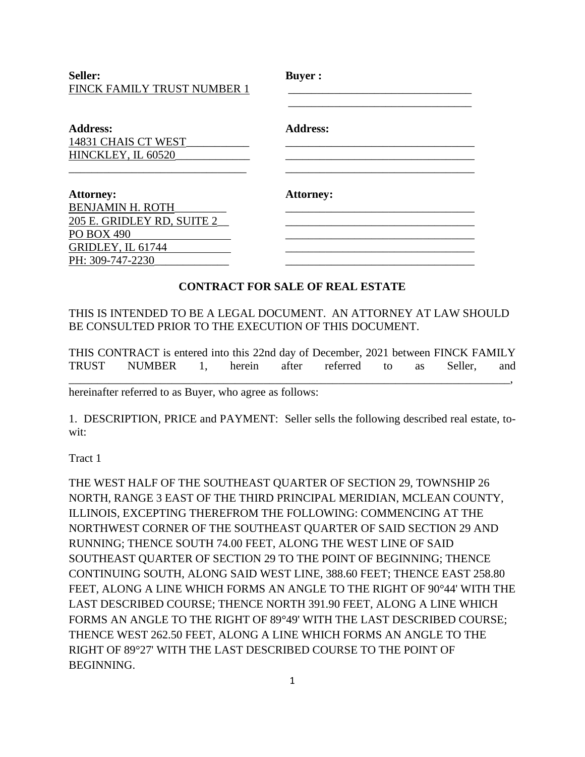| **Seller:** | **Buyer :** |
|---|---|
| FINCK FAMILY TRUST NUMBER 1 | _________________________________ |
| | _________________________________ |
| **Address:** | **Address:** |
| 14831 CHAIS CT WEST___________ | _________________________________ |
| HINCKLEY, IL 60520_____________ | _________________________________ |
| _______________________________ | _________________________________ |
| **Attorney:** | **Attorney:** |
| BENJAMIN H. ROTH_________ | _________________________________ |
| 205 E. GRIDLEY RD, SUITE 2__ | _________________________________ |
| PO BOX 490 | _________________________________ |
| GRIDLEY, IL 61744 | _________________________________ |
| PH: 309-747-2230_____________ | _________________________________ |

## CONTRACT FOR SALE OF REAL ESTATE

THIS IS INTENDED TO BE A LEGAL DOCUMENT. AN ATTORNEY AT LAW SHOULD BE CONSULTED PRIOR TO THE EXECUTION OF THIS DOCUMENT.

THIS CONTRACT is entered into this 22nd day of December, 2021 between FINCK FAMILY TRUST NUMBER 1, herein after referred to as Seller, and _____________________________________________________________________________, hereinafter referred to as Buyer, who agree as follows:

1. DESCRIPTION, PRICE and PAYMENT: Seller sells the following described real estate, to-wit:

Tract 1

THE WEST HALF OF THE SOUTHEAST QUARTER OF SECTION 29, TOWNSHIP 26 NORTH, RANGE 3 EAST OF THE THIRD PRINCIPAL MERIDIAN, MCLEAN COUNTY, ILLINOIS, EXCEPTING THEREFROM THE FOLLOWING: COMMENCING AT THE NORTHWEST CORNER OF THE SOUTHEAST QUARTER OF SAID SECTION 29 AND RUNNING; THENCE SOUTH 74.00 FEET, ALONG THE WEST LINE OF SAID SOUTHEAST QUARTER OF SECTION 29 TO THE POINT OF BEGINNING; THENCE CONTINUING SOUTH, ALONG SAID WEST LINE, 388.60 FEET; THENCE EAST 258.80 FEET, ALONG A LINE WHICH FORMS AN ANGLE TO THE RIGHT OF 90°44' WITH THE LAST DESCRIBED COURSE; THENCE NORTH 391.90 FEET, ALONG A LINE WHICH FORMS AN ANGLE TO THE RIGHT OF 89°49' WITH THE LAST DESCRIBED COURSE; THENCE WEST 262.50 FEET, ALONG A LINE WHICH FORMS AN ANGLE TO THE RIGHT OF 89°27' WITH THE LAST DESCRIBED COURSE TO THE POINT OF BEGINNING.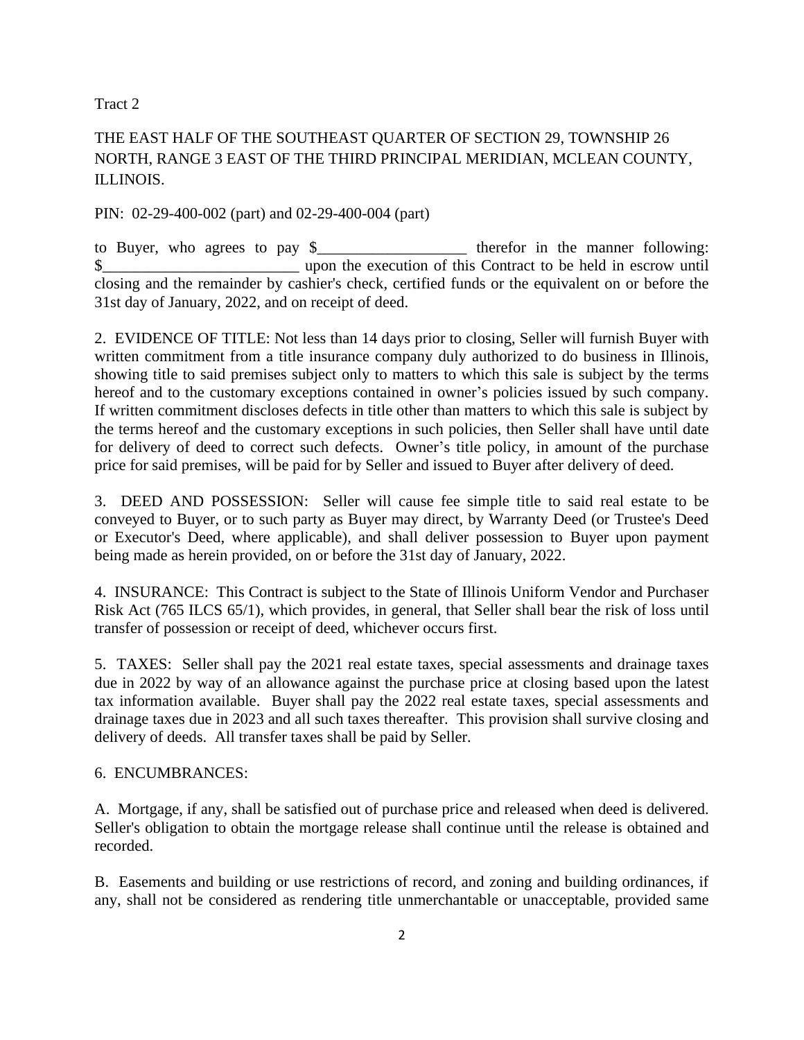Tract 2

THE EAST HALF OF THE SOUTHEAST QUARTER OF SECTION 29, TOWNSHIP 26 NORTH, RANGE 3 EAST OF THE THIRD PRINCIPAL MERIDIAN, MCLEAN COUNTY, ILLINOIS.

PIN: 02-29-400-002 (part) and 02-29-400-004 (part)

to Buyer, who agrees to pay $___________________ therefor in the manner following: $_________________________ upon the execution of this Contract to be held in escrow until closing and the remainder by cashier's check, certified funds or the equivalent on or before the 31st day of January, 2022, and on receipt of deed.

2. EVIDENCE OF TITLE: Not less than 14 days prior to closing, Seller will furnish Buyer with written commitment from a title insurance company duly authorized to do business in Illinois, showing title to said premises subject only to matters to which this sale is subject by the terms hereof and to the customary exceptions contained in owner's policies issued by such company. If written commitment discloses defects in title other than matters to which this sale is subject by the terms hereof and the customary exceptions in such policies, then Seller shall have until date for delivery of deed to correct such defects. Owner's title policy, in amount of the purchase price for said premises, will be paid for by Seller and issued to Buyer after delivery of deed.

3. DEED AND POSSESSION: Seller will cause fee simple title to said real estate to be conveyed to Buyer, or to such party as Buyer may direct, by Warranty Deed (or Trustee's Deed or Executor's Deed, where applicable), and shall deliver possession to Buyer upon payment being made as herein provided, on or before the 31st day of January, 2022.

4. INSURANCE: This Contract is subject to the State of Illinois Uniform Vendor and Purchaser Risk Act (765 ILCS 65/1), which provides, in general, that Seller shall bear the risk of loss until transfer of possession or receipt of deed, whichever occurs first.

5. TAXES: Seller shall pay the 2021 real estate taxes, special assessments and drainage taxes due in 2022 by way of an allowance against the purchase price at closing based upon the latest tax information available. Buyer shall pay the 2022 real estate taxes, special assessments and drainage taxes due in 2023 and all such taxes thereafter. This provision shall survive closing and delivery of deeds. All transfer taxes shall be paid by Seller.

6. ENCUMBRANCES:

A. Mortgage, if any, shall be satisfied out of purchase price and released when deed is delivered. Seller's obligation to obtain the mortgage release shall continue until the release is obtained and recorded.

B. Easements and building or use restrictions of record, and zoning and building ordinances, if any, shall not be considered as rendering title unmerchantable or unacceptable, provided same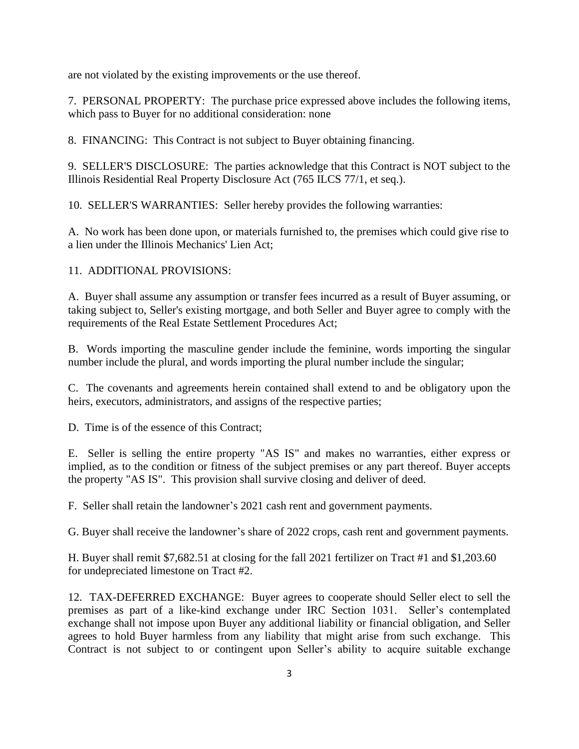are not violated by the existing improvements or the use thereof.

7. PERSONAL PROPERTY: The purchase price expressed above includes the following items, which pass to Buyer for no additional consideration: none

8. FINANCING: This Contract is not subject to Buyer obtaining financing.

9. SELLER'S DISCLOSURE: The parties acknowledge that this Contract is NOT subject to the Illinois Residential Real Property Disclosure Act (765 ILCS 77/1, et seq.).

10. SELLER'S WARRANTIES: Seller hereby provides the following warranties:

A. No work has been done upon, or materials furnished to, the premises which could give rise to a lien under the Illinois Mechanics' Lien Act;

11. ADDITIONAL PROVISIONS:

A. Buyer shall assume any assumption or transfer fees incurred as a result of Buyer assuming, or taking subject to, Seller's existing mortgage, and both Seller and Buyer agree to comply with the requirements of the Real Estate Settlement Procedures Act;

B. Words importing the masculine gender include the feminine, words importing the singular number include the plural, and words importing the plural number include the singular;

C. The covenants and agreements herein contained shall extend to and be obligatory upon the heirs, executors, administrators, and assigns of the respective parties;

D. Time is of the essence of this Contract;

E. Seller is selling the entire property "AS IS" and makes no warranties, either express or implied, as to the condition or fitness of the subject premises or any part thereof. Buyer accepts the property "AS IS". This provision shall survive closing and deliver of deed.

F. Seller shall retain the landowner's 2021 cash rent and government payments.

G. Buyer shall receive the landowner's share of 2022 crops, cash rent and government payments.

H. Buyer shall remit $7,682.51 at closing for the fall 2021 fertilizer on Tract #1 and $1,203.60 for undepreciated limestone on Tract #2.

12. TAX-DEFERRED EXCHANGE: Buyer agrees to cooperate should Seller elect to sell the premises as part of a like-kind exchange under IRC Section 1031. Seller's contemplated exchange shall not impose upon Buyer any additional liability or financial obligation, and Seller agrees to hold Buyer harmless from any liability that might arise from such exchange. This Contract is not subject to or contingent upon Seller's ability to acquire suitable exchange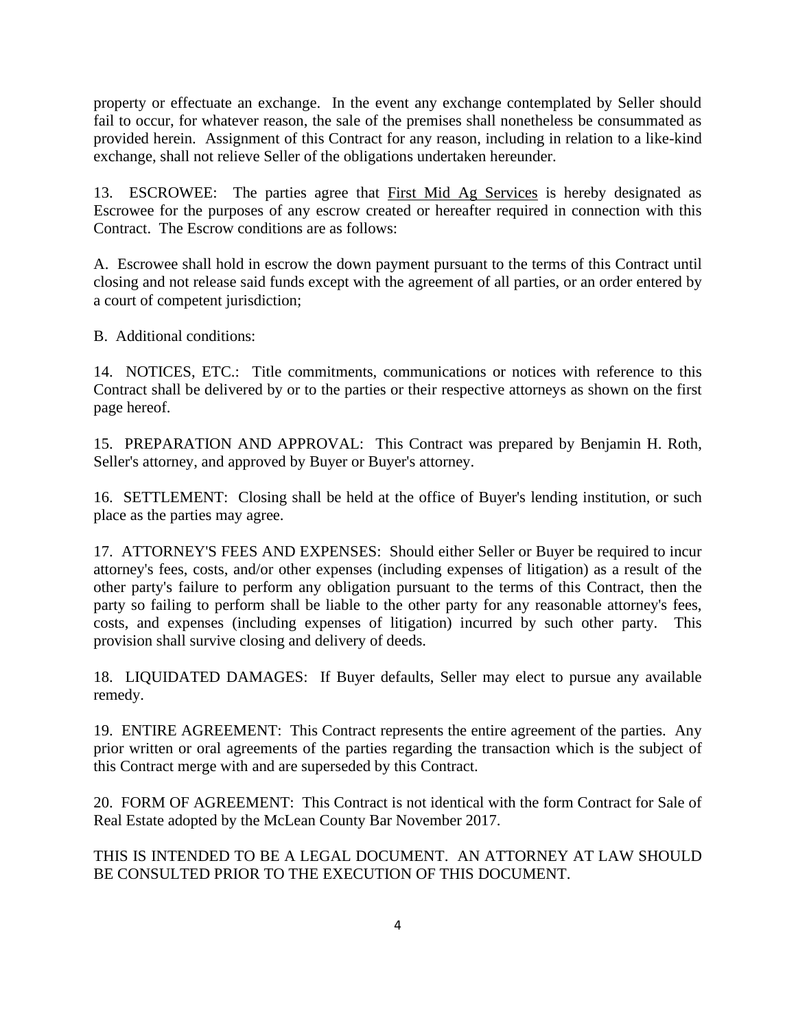property or effectuate an exchange. In the event any exchange contemplated by Seller should fail to occur, for whatever reason, the sale of the premises shall nonetheless be consummated as provided herein. Assignment of this Contract for any reason, including in relation to a like-kind exchange, shall not relieve Seller of the obligations undertaken hereunder.

13. ESCROWEE: The parties agree that <u>First Mid Ag Services</u> is hereby designated as Escrowee for the purposes of any escrow created or hereafter required in connection with this Contract. The Escrow conditions are as follows:

A. Escrowee shall hold in escrow the down payment pursuant to the terms of this Contract until closing and not release said funds except with the agreement of all parties, or an order entered by a court of competent jurisdiction;

B. Additional conditions:

14. NOTICES, ETC.: Title commitments, communications or notices with reference to this Contract shall be delivered by or to the parties or their respective attorneys as shown on the first page hereof.

15. PREPARATION AND APPROVAL: This Contract was prepared by Benjamin H. Roth, Seller's attorney, and approved by Buyer or Buyer's attorney.

16. SETTLEMENT: Closing shall be held at the office of Buyer's lending institution, or such place as the parties may agree.

17. ATTORNEY'S FEES AND EXPENSES: Should either Seller or Buyer be required to incur attorney's fees, costs, and/or other expenses (including expenses of litigation) as a result of the other party's failure to perform any obligation pursuant to the terms of this Contract, then the party so failing to perform shall be liable to the other party for any reasonable attorney's fees, costs, and expenses (including expenses of litigation) incurred by such other party. This provision shall survive closing and delivery of deeds.

18. LIQUIDATED DAMAGES: If Buyer defaults, Seller may elect to pursue any available remedy.

19. ENTIRE AGREEMENT: This Contract represents the entire agreement of the parties. Any prior written or oral agreements of the parties regarding the transaction which is the subject of this Contract merge with and are superseded by this Contract.

20. FORM OF AGREEMENT: This Contract is not identical with the form Contract for Sale of Real Estate adopted by the McLean County Bar November 2017.

THIS IS INTENDED TO BE A LEGAL DOCUMENT. AN ATTORNEY AT LAW SHOULD BE CONSULTED PRIOR TO THE EXECUTION OF THIS DOCUMENT.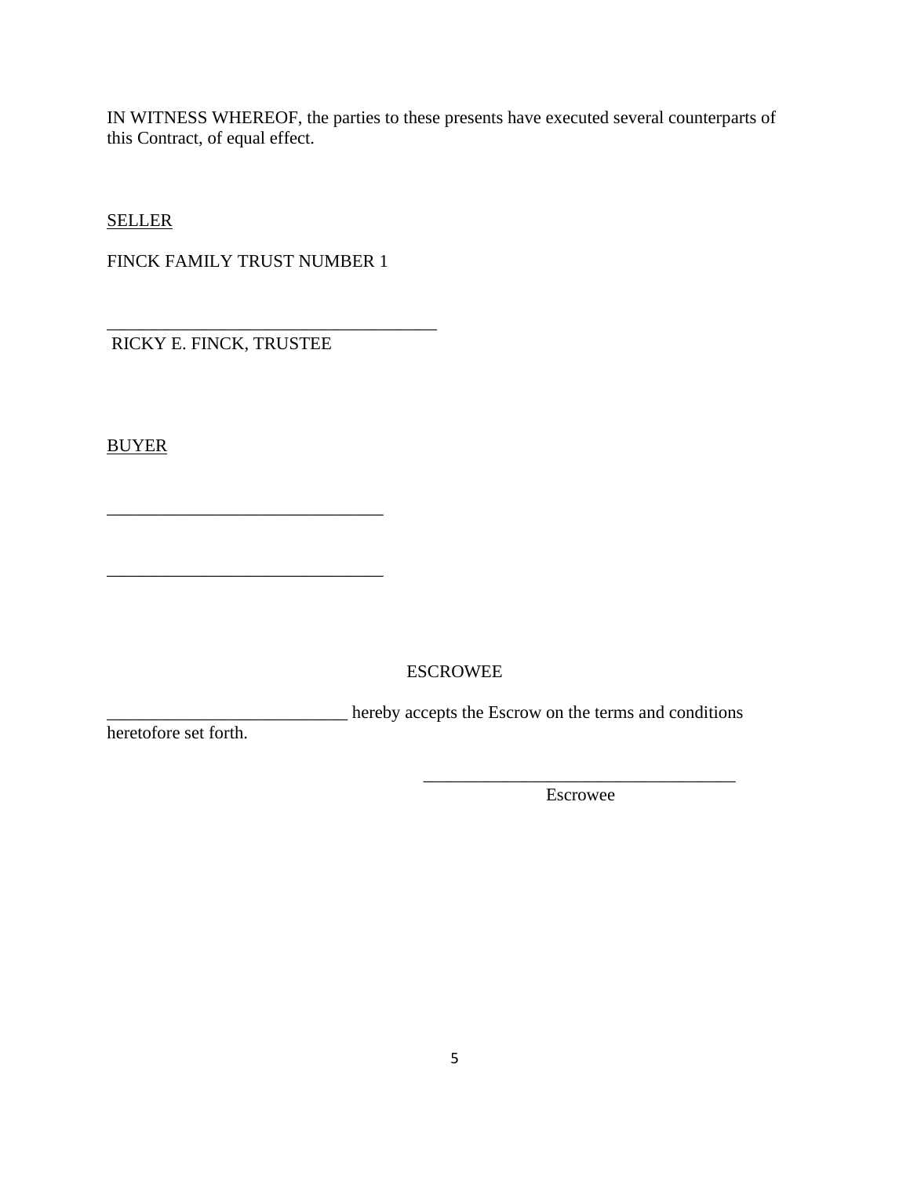IN WITNESS WHEREOF, the parties to these presents have executed several counterparts of this Contract, of equal effect.

<u>SELLER</u>

FINCK FAMILY TRUST NUMBER 1

______________________________________
RICKY E. FINCK, TRUSTEE

<u>BUYER</u>

________________________________

________________________________

ESCROWEE

____________________________ hereby accepts the Escrow on the terms and conditions heretofore set forth.

____________________________________
Escrowee